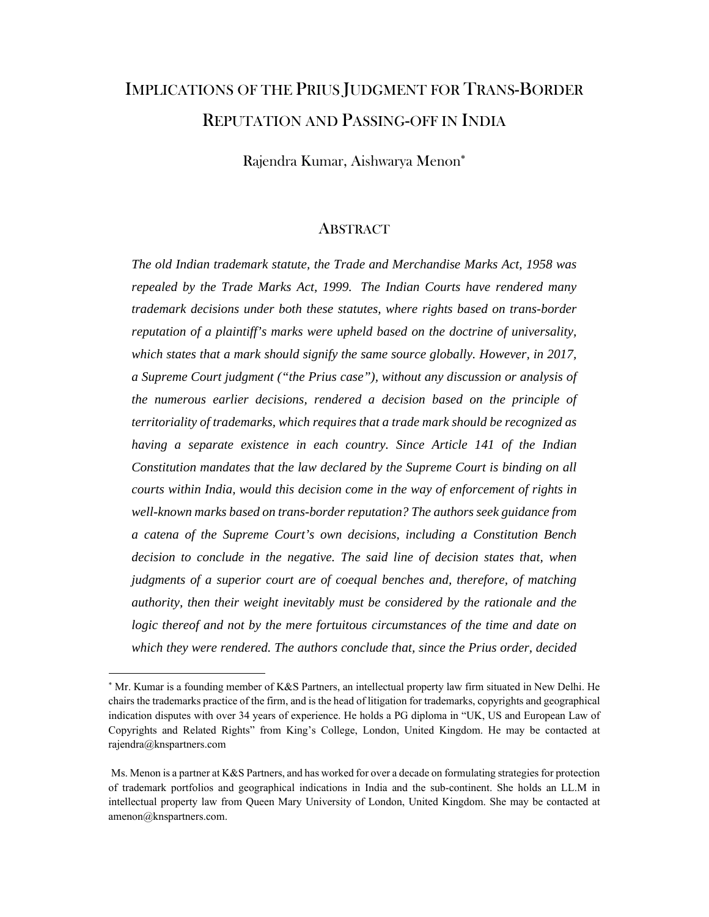# Implications of the Prius Judgment for Trans-Border Reputation and Passing-off in India

Rajendra Kumar, Aishwarya Menon*

## Abstract

*The old Indian trademark statute, the Trade and Merchandise Marks Act, 1958 was repealed by the Trade Marks Act, 1999. The Indian Courts have rendered many trademark decisions under both these statutes, where rights based on trans-border reputation of a plaintiff's marks were upheld based on the doctrine of universality, which states that a mark should signify the same source globally. However, in 2017, a Supreme Court judgment ("the Prius case"), without any discussion or analysis of the numerous earlier decisions, rendered a decision based on the principle of territoriality of trademarks, which requires that a trade mark should be recognized as having a separate existence in each country. Since Article 141 of the Indian Constitution mandates that the law declared by the Supreme Court is binding on all courts within India, would this decision come in the way of enforcement of rights in well-known marks based on trans-border reputation? The authors seek guidance from a catena of the Supreme Court's own decisions, including a Constitution Bench decision to conclude in the negative. The said line of decision states that, when judgments of a superior court are of coequal benches and, therefore, of matching authority, then their weight inevitably must be considered by the rationale and the logic thereof and not by the mere fortuitous circumstances of the time and date on which they were rendered. The authors conclude that, since the Prius order, decided*

---

* Mr. Kumar is a founding member of K&S Partners, an intellectual property law firm situated in New Delhi. He chairs the trademarks practice of the firm, and is the head of litigation for trademarks, copyrights and geographical indication disputes with over 34 years of experience. He holds a PG diploma in "UK, US and European Law of Copyrights and Related Rights" from King's College, London, United Kingdom. He may be contacted at rajendra@knspartners.com

Ms. Menon is a partner at K&S Partners, and has worked for over a decade on formulating strategies for protection of trademark portfolios and geographical indications in India and the sub-continent. She holds an LL.M in intellectual property law from Queen Mary University of London, United Kingdom. She may be contacted at amenon@knspartners.com.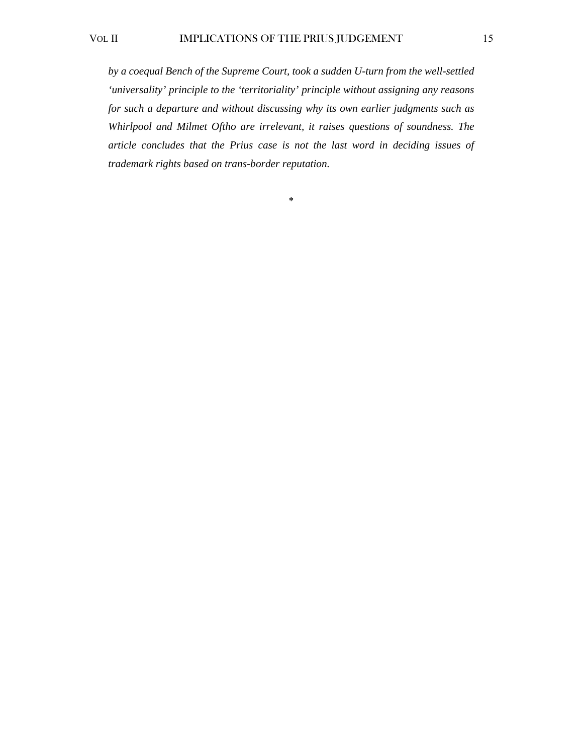*by a coequal Bench of the Supreme Court, took a sudden U-turn from the well-settled 'universality' principle to the 'territoriality' principle without assigning any reasons for such a departure and without discussing why its own earlier judgments such as Whirlpool and Milmet Oftho are irrelevant, it raises questions of soundness. The article concludes that the Prius case is not the last word in deciding issues of trademark rights based on trans-border reputation.*

*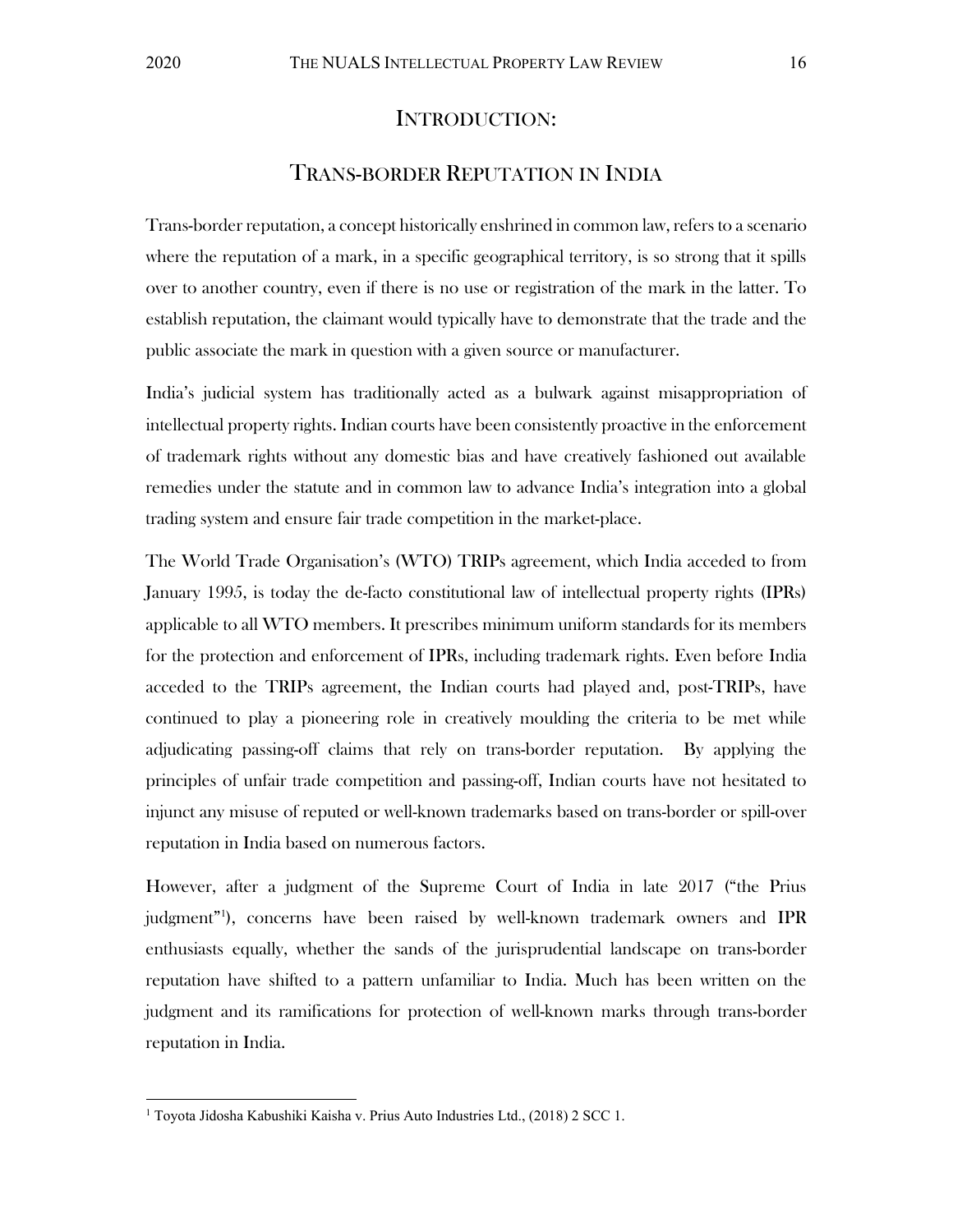## INTRODUCTION:

## TRANS-BORDER REPUTATION IN INDIA

Trans-border reputation, a concept historically enshrined in common law, refers to a scenario where the reputation of a mark, in a specific geographical territory, is so strong that it spills over to another country, even if there is no use or registration of the mark in the latter. To establish reputation, the claimant would typically have to demonstrate that the trade and the public associate the mark in question with a given source or manufacturer.

India's judicial system has traditionally acted as a bulwark against misappropriation of intellectual property rights. Indian courts have been consistently proactive in the enforcement of trademark rights without any domestic bias and have creatively fashioned out available remedies under the statute and in common law to advance India's integration into a global trading system and ensure fair trade competition in the market-place.

The World Trade Organisation's (WTO) TRIPs agreement, which India acceded to from January 1995, is today the de-facto constitutional law of intellectual property rights (IPRs) applicable to all WTO members. It prescribes minimum uniform standards for its members for the protection and enforcement of IPRs, including trademark rights. Even before India acceded to the TRIPs agreement, the Indian courts had played and, post-TRIPs, have continued to play a pioneering role in creatively moulding the criteria to be met while adjudicating passing-off claims that rely on trans-border reputation. By applying the principles of unfair trade competition and passing-off, Indian courts have not hesitated to injunct any misuse of reputed or well-known trademarks based on trans-border or spill-over reputation in India based on numerous factors.

However, after a judgment of the Supreme Court of India in late 2017 ("the Prius judgment"[1]), concerns have been raised by well-known trademark owners and IPR enthusiasts equally, whether the sands of the jurisprudential landscape on trans-border reputation have shifted to a pattern unfamiliar to India. Much has been written on the judgment and its ramifications for protection of well-known marks through trans-border reputation in India.

[1] Toyota Jidosha Kabushiki Kaisha v. Prius Auto Industries Ltd., (2018) 2 SCC 1.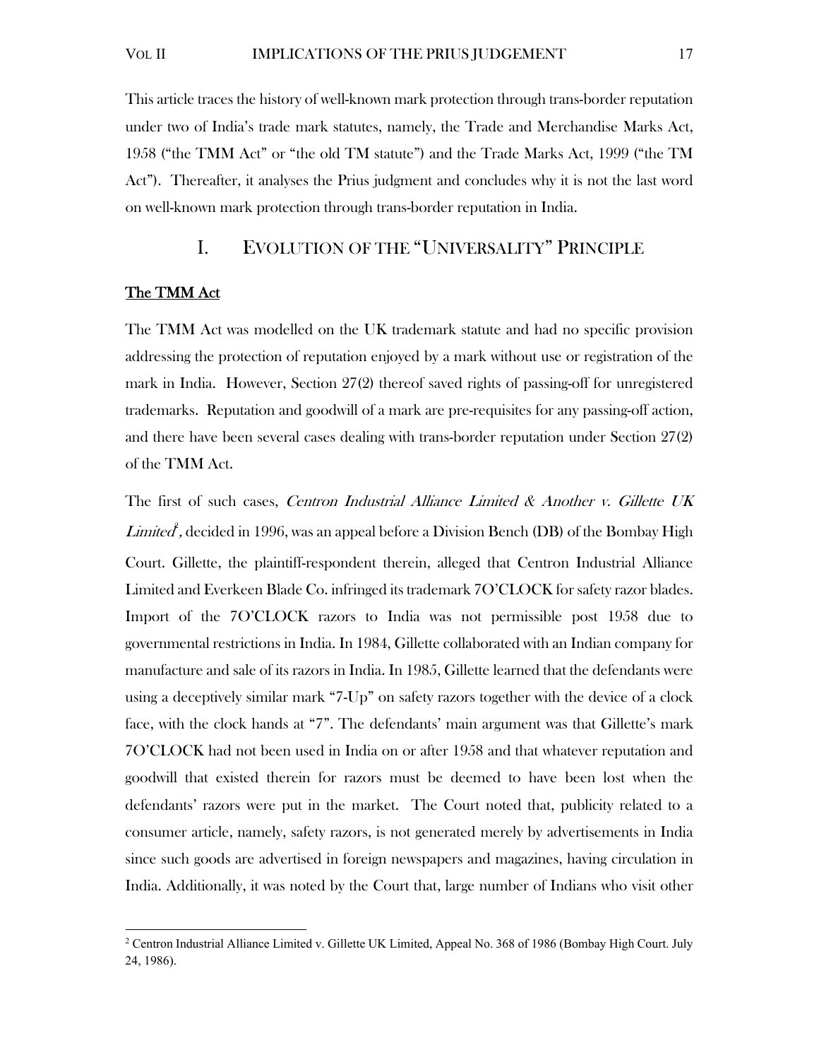This article traces the history of well-known mark protection through trans-border reputation under two of India's trade mark statutes, namely, the Trade and Merchandise Marks Act, 1958 ("the TMM Act" or "the old TM statute") and the Trade Marks Act, 1999 ("the TM Act"). Thereafter, it analyses the Prius judgment and concludes why it is not the last word on well-known mark protection through trans-border reputation in India.

## I. EVOLUTION OF THE "UNIVERSALITY" PRINCIPLE

### The TMM Act

The TMM Act was modelled on the UK trademark statute and had no specific provision addressing the protection of reputation enjoyed by a mark without use or registration of the mark in India. However, Section 27(2) thereof saved rights of passing-off for unregistered trademarks. Reputation and goodwill of a mark are pre-requisites for any passing-off action, and there have been several cases dealing with trans-border reputation under Section 27(2) of the TMM Act.

The first of such cases, *Centron Industrial Alliance Limited & Another v. Gillette UK Limited*[2], decided in 1996, was an appeal before a Division Bench (DB) of the Bombay High Court. Gillette, the plaintiff-respondent therein, alleged that Centron Industrial Alliance Limited and Everkeen Blade Co. infringed its trademark 7O'CLOCK for safety razor blades. Import of the 7O'CLOCK razors to India was not permissible post 1958 due to governmental restrictions in India. In 1984, Gillette collaborated with an Indian company for manufacture and sale of its razors in India. In 1985, Gillette learned that the defendants were using a deceptively similar mark "7-Up" on safety razors together with the device of a clock face, with the clock hands at "7". The defendants' main argument was that Gillette's mark 7O'CLOCK had not been used in India on or after 1958 and that whatever reputation and goodwill that existed therein for razors must be deemed to have been lost when the defendants' razors were put in the market. The Court noted that, publicity related to a consumer article, namely, safety razors, is not generated merely by advertisements in India since such goods are advertised in foreign newspapers and magazines, having circulation in India. Additionally, it was noted by the Court that, large number of Indians who visit other

---

[2] Centron Industrial Alliance Limited v. Gillette UK Limited, Appeal No. 368 of 1986 (Bombay High Court. July 24, 1986).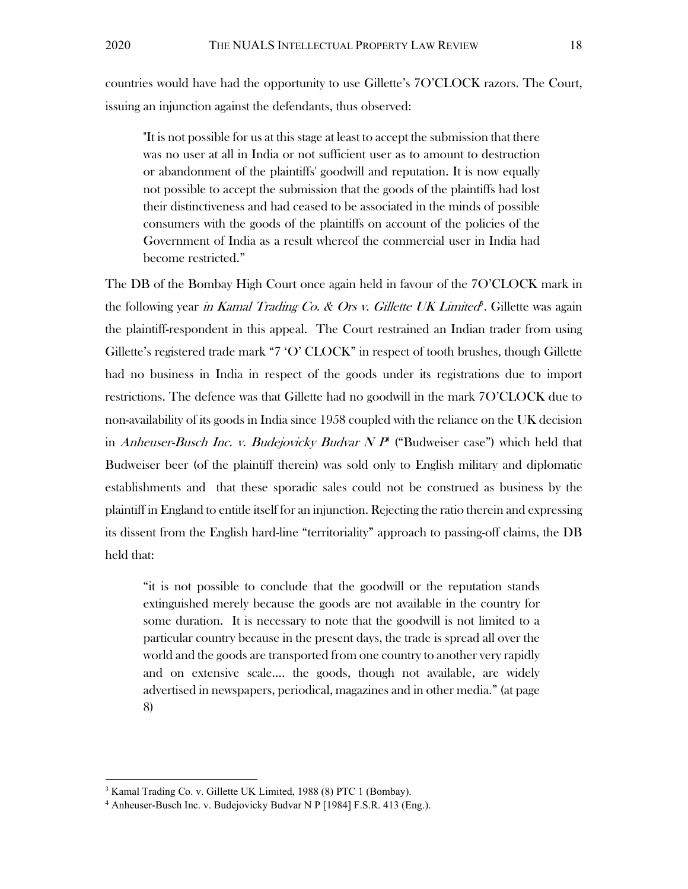countries would have had the opportunity to use Gillette's 7O'CLOCK razors. The Court, issuing an injunction against the defendants, thus observed:

> "It is not possible for us at this stage at least to accept the submission that there was no user at all in India or not sufficient user as to amount to destruction or abandonment of the plaintiffs' goodwill and reputation. It is now equally not possible to accept the submission that the goods of the plaintiffs had lost their distinctiveness and had ceased to be associated in the minds of possible consumers with the goods of the plaintiffs on account of the policies of the Government of India as a result whereof the commercial user in India had become restricted."

The DB of the Bombay High Court once again held in favour of the 7O'CLOCK mark in the following year *in Kamal Trading Co. & Ors v. Gillette UK Limited*[3]. Gillette was again the plaintiff-respondent in this appeal. The Court restrained an Indian trader from using Gillette's registered trade mark "7 'O' CLOCK" in respect of tooth brushes, though Gillette had no business in India in respect of the goods under its registrations due to import restrictions. The defence was that Gillette had no goodwill in the mark 7O'CLOCK due to non-availability of its goods in India since 1958 coupled with the reliance on the UK decision in *Anheuser-Busch Inc. v. Budejovicky Budvar N P*[4] ("Budweiser case") which held that Budweiser beer (of the plaintiff therein) was sold only to English military and diplomatic establishments and that these sporadic sales could not be construed as business by the plaintiff in England to entitle itself for an injunction. Rejecting the ratio therein and expressing its dissent from the English hard-line "territoriality" approach to passing-off claims, the DB held that:

> "it is not possible to conclude that the goodwill or the reputation stands extinguished merely because the goods are not available in the country for some duration. It is necessary to note that the goodwill is not limited to a particular country because in the present days, the trade is spread all over the world and the goods are transported from one country to another very rapidly and on extensive scale.... the goods, though not available, are widely advertised in newspapers, periodical, magazines and in other media." (at page 8)

---

[3] Kamal Trading Co. v. Gillette UK Limited, 1988 (8) PTC 1 (Bombay).

[4] Anheuser-Busch Inc. v. Budejovicky Budvar N P [1984] F.S.R. 413 (Eng.).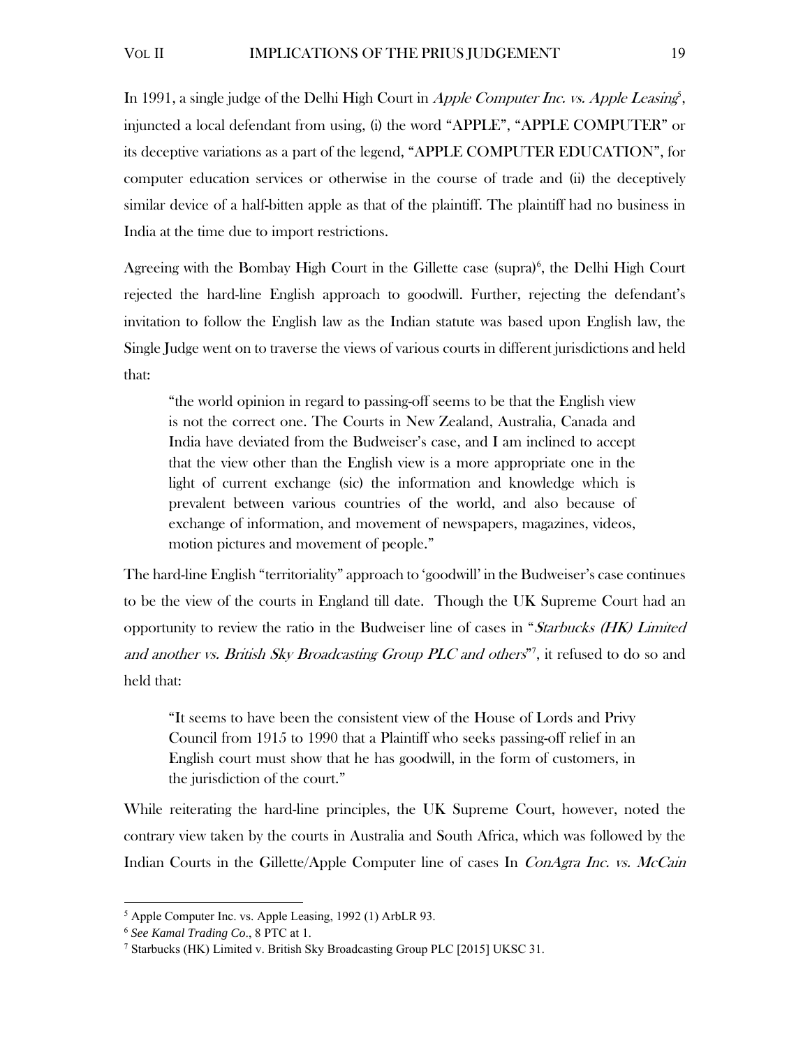In 1991, a single judge of the Delhi High Court in *Apple Computer Inc. vs. Apple Leasing*[5], injuncted a local defendant from using, (i) the word "APPLE", "APPLE COMPUTER" or its deceptive variations as a part of the legend, "APPLE COMPUTER EDUCATION", for computer education services or otherwise in the course of trade and (ii) the deceptively similar device of a half-bitten apple as that of the plaintiff. The plaintiff had no business in India at the time due to import restrictions.

Agreeing with the Bombay High Court in the Gillette case (supra)[6], the Delhi High Court rejected the hard-line English approach to goodwill. Further, rejecting the defendant's invitation to follow the English law as the Indian statute was based upon English law, the Single Judge went on to traverse the views of various courts in different jurisdictions and held that:

> "the world opinion in regard to passing-off seems to be that the English view is not the correct one. The Courts in New Zealand, Australia, Canada and India have deviated from the Budweiser's case, and I am inclined to accept that the view other than the English view is a more appropriate one in the light of current exchange (sic) the information and knowledge which is prevalent between various countries of the world, and also because of exchange of information, and movement of newspapers, magazines, videos, motion pictures and movement of people."

The hard-line English "territoriality" approach to 'goodwill' in the Budweiser's case continues to be the view of the courts in England till date. Though the UK Supreme Court had an opportunity to review the ratio in the Budweiser line of cases in "*Starbucks (HK) Limited and another vs. British Sky Broadcasting Group PLC and others*"[7], it refused to do so and held that:

> "It seems to have been the consistent view of the House of Lords and Privy Council from 1915 to 1990 that a Plaintiff who seeks passing-off relief in an English court must show that he has goodwill, in the form of customers, in the jurisdiction of the court."

While reiterating the hard-line principles, the UK Supreme Court, however, noted the contrary view taken by the courts in Australia and South Africa, which was followed by the Indian Courts in the Gillette/Apple Computer line of cases In *ConAgra Inc. vs. McCain*

---

[5] Apple Computer Inc. vs. Apple Leasing, 1992 (1) ArbLR 93.

[6] *See Kamal Trading Co*., 8 PTC at 1.

[7] Starbucks (HK) Limited v. British Sky Broadcasting Group PLC [2015] UKSC 31.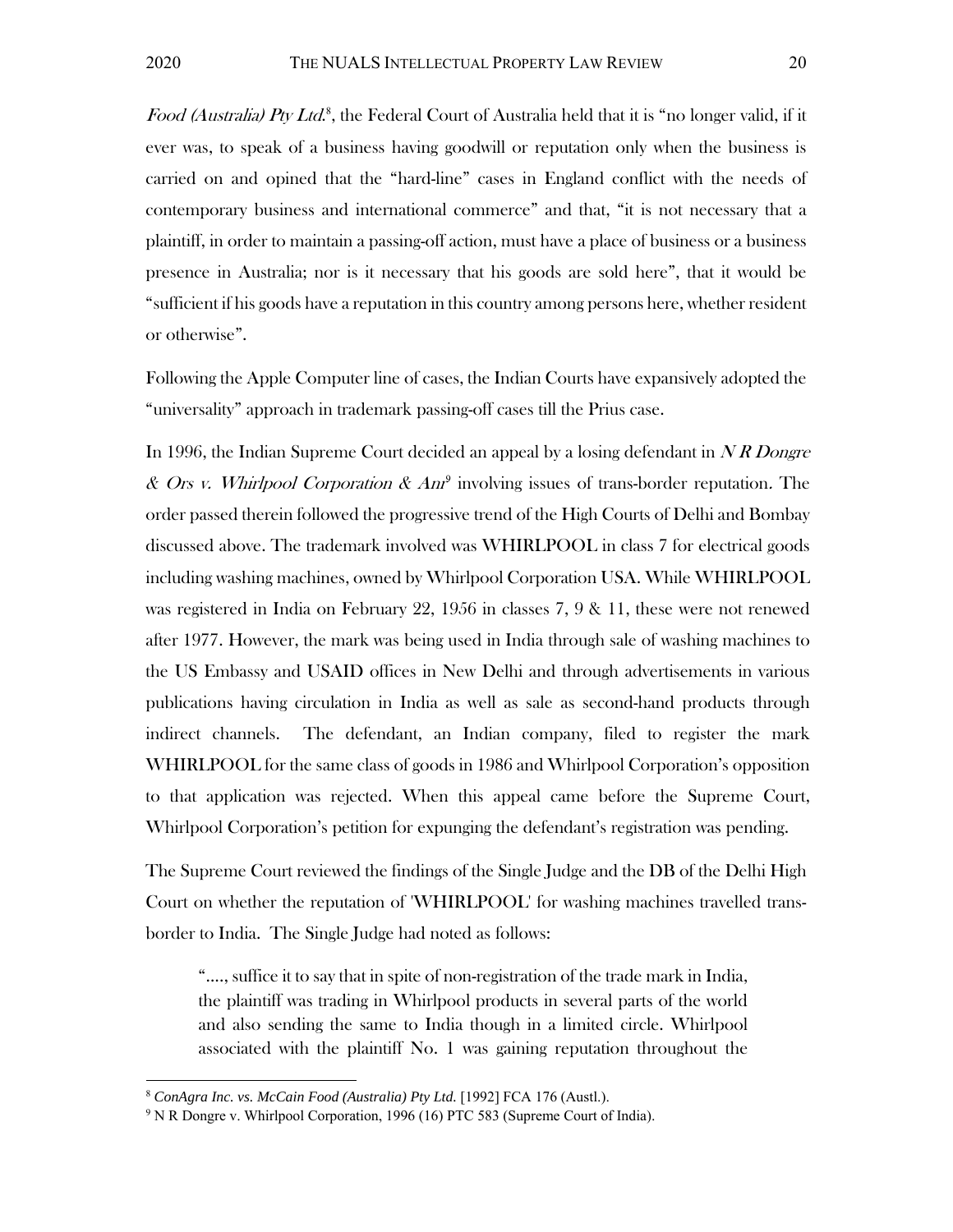*Food (Australia) Pty Ltd.*[8], the Federal Court of Australia held that it is "no longer valid, if it ever was, to speak of a business having goodwill or reputation only when the business is carried on and opined that the "hard-line" cases in England conflict with the needs of contemporary business and international commerce" and that, "it is not necessary that a plaintiff, in order to maintain a passing-off action, must have a place of business or a business presence in Australia; nor is it necessary that his goods are sold here", that it would be "sufficient if his goods have a reputation in this country among persons here, whether resident or otherwise".

Following the Apple Computer line of cases, the Indian Courts have expansively adopted the "universality" approach in trademark passing-off cases till the Prius case.

In 1996, the Indian Supreme Court decided an appeal by a losing defendant in *N R Dongre & Ors v. Whirlpool Corporation & Anr*[9] involving issues of trans-border reputation. The order passed therein followed the progressive trend of the High Courts of Delhi and Bombay discussed above. The trademark involved was WHIRLPOOL in class 7 for electrical goods including washing machines, owned by Whirlpool Corporation USA. While WHIRLPOOL was registered in India on February 22, 1956 in classes 7, 9 & 11, these were not renewed after 1977. However, the mark was being used in India through sale of washing machines to the US Embassy and USAID offices in New Delhi and through advertisements in various publications having circulation in India as well as sale as second-hand products through indirect channels. The defendant, an Indian company, filed to register the mark WHIRLPOOL for the same class of goods in 1986 and Whirlpool Corporation's opposition to that application was rejected. When this appeal came before the Supreme Court, Whirlpool Corporation's petition for expunging the defendant's registration was pending.

The Supreme Court reviewed the findings of the Single Judge and the DB of the Delhi High Court on whether the reputation of 'WHIRLPOOL' for washing machines travelled trans-border to India. The Single Judge had noted as follows:

> "...., suffice it to say that in spite of non-registration of the trade mark in India, the plaintiff was trading in Whirlpool products in several parts of the world and also sending the same to India though in a limited circle. Whirlpool associated with the plaintiff No. 1 was gaining reputation throughout the

---

[8] *ConAgra Inc. vs. McCain Food (Australia) Pty Ltd.* [1992] FCA 176 (Austl.).

[9] N R Dongre v. Whirlpool Corporation, 1996 (16) PTC 583 (Supreme Court of India).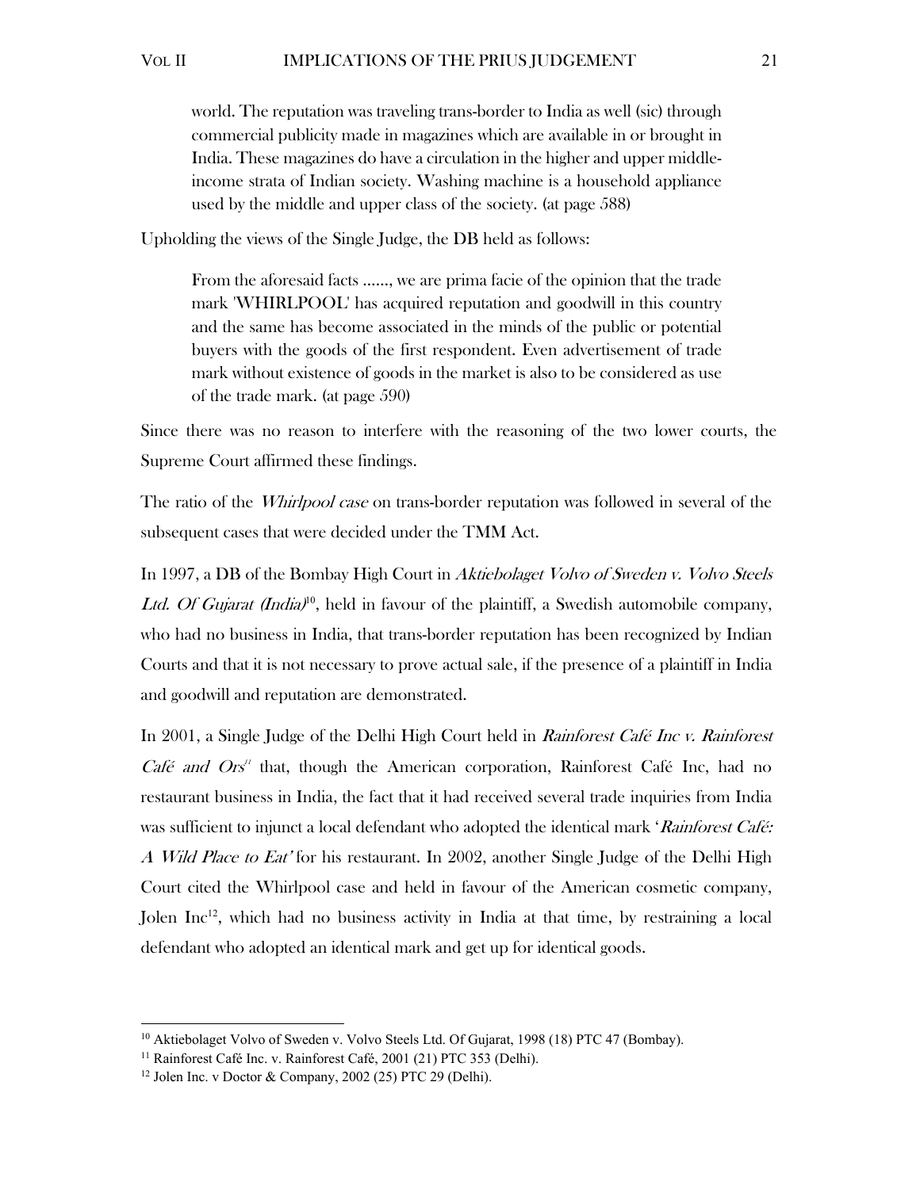> world. The reputation was traveling trans-border to India as well (sic) through commercial publicity made in magazines which are available in or brought in India. These magazines do have a circulation in the higher and upper middle-income strata of Indian society. Washing machine is a household appliance used by the middle and upper class of the society. (at page 588)

Upholding the views of the Single Judge, the DB held as follows:

> From the aforesaid facts ......, we are prima facie of the opinion that the trade mark 'WHIRLPOOL' has acquired reputation and goodwill in this country and the same has become associated in the minds of the public or potential buyers with the goods of the first respondent. Even advertisement of trade mark without existence of goods in the market is also to be considered as use of the trade mark. (at page 590)

Since there was no reason to interfere with the reasoning of the two lower courts, the Supreme Court affirmed these findings.

The ratio of the *Whirlpool case* on trans-border reputation was followed in several of the subsequent cases that were decided under the TMM Act.

In 1997, a DB of the Bombay High Court in *Aktiebolaget Volvo of Sweden v. Volvo Steels Ltd. Of Gujarat (India)*[10], held in favour of the plaintiff, a Swedish automobile company, who had no business in India, that trans-border reputation has been recognized by Indian Courts and that it is not necessary to prove actual sale, if the presence of a plaintiff in India and goodwill and reputation are demonstrated.

In 2001, a Single Judge of the Delhi High Court held in *Rainforest Café Inc v. Rainforest Café and Ors*[11] that, though the American corporation, Rainforest Café Inc, had no restaurant business in India, the fact that it had received several trade inquiries from India was sufficient to injunct a local defendant who adopted the identical mark '*Rainforest Café: A Wild Place to Eat'* for his restaurant. In 2002, another Single Judge of the Delhi High Court cited the Whirlpool case and held in favour of the American cosmetic company, Jolen Inc[12], which had no business activity in India at that time, by restraining a local defendant who adopted an identical mark and get up for identical goods.

---

[10] Aktiebolaget Volvo of Sweden v. Volvo Steels Ltd. Of Gujarat, 1998 (18) PTC 47 (Bombay).

[11] Rainforest Café Inc. v. Rainforest Café, 2001 (21) PTC 353 (Delhi).

[12] Jolen Inc. v Doctor & Company, 2002 (25) PTC 29 (Delhi).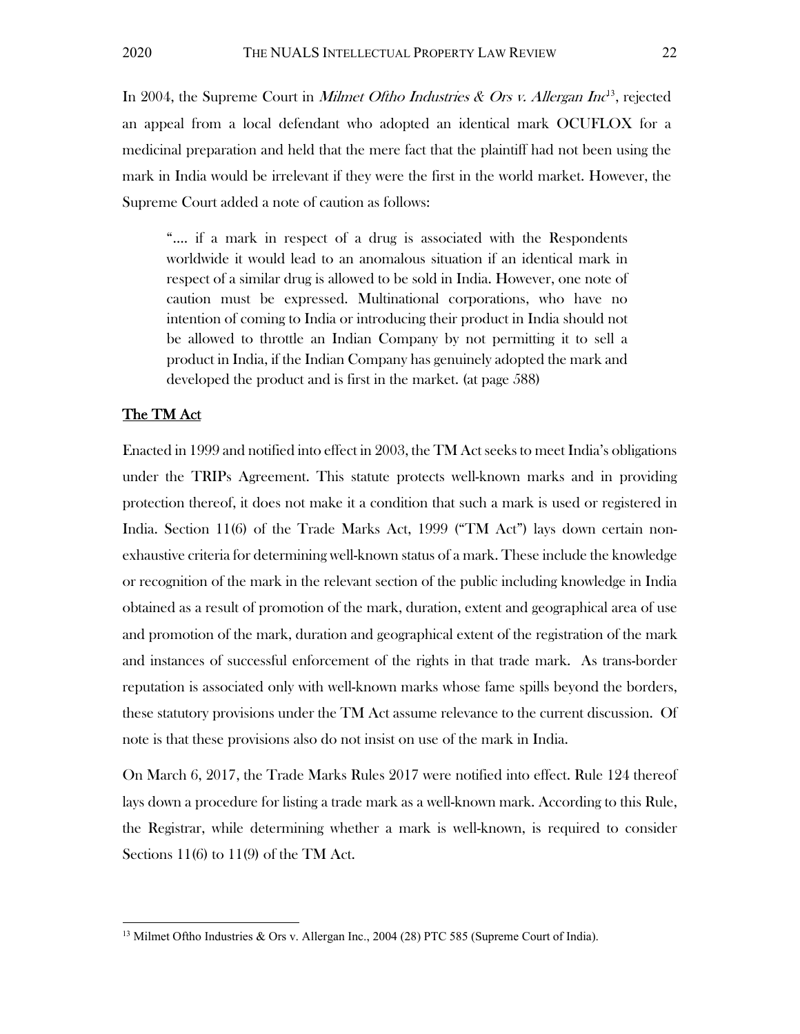In 2004, the Supreme Court in *Milmet Oftho Industries & Ors v. Allergan Inc*[13], rejected an appeal from a local defendant who adopted an identical mark OCUFLOX for a medicinal preparation and held that the mere fact that the plaintiff had not been using the mark in India would be irrelevant if they were the first in the world market. However, the Supreme Court added a note of caution as follows:

> ".... if a mark in respect of a drug is associated with the Respondents worldwide it would lead to an anomalous situation if an identical mark in respect of a similar drug is allowed to be sold in India. However, one note of caution must be expressed. Multinational corporations, who have no intention of coming to India or introducing their product in India should not be allowed to throttle an Indian Company by not permitting it to sell a product in India, if the Indian Company has genuinely adopted the mark and developed the product and is first in the market. (at page 588)

## The TM Act

Enacted in 1999 and notified into effect in 2003, the TM Act seeks to meet India's obligations under the TRIPs Agreement. This statute protects well-known marks and in providing protection thereof, it does not make it a condition that such a mark is used or registered in India. Section 11(6) of the Trade Marks Act, 1999 ("TM Act") lays down certain non-exhaustive criteria for determining well-known status of a mark. These include the knowledge or recognition of the mark in the relevant section of the public including knowledge in India obtained as a result of promotion of the mark, duration, extent and geographical area of use and promotion of the mark, duration and geographical extent of the registration of the mark and instances of successful enforcement of the rights in that trade mark. As trans-border reputation is associated only with well-known marks whose fame spills beyond the borders, these statutory provisions under the TM Act assume relevance to the current discussion. Of note is that these provisions also do not insist on use of the mark in India.

On March 6, 2017, the Trade Marks Rules 2017 were notified into effect. Rule 124 thereof lays down a procedure for listing a trade mark as a well-known mark. According to this Rule, the Registrar, while determining whether a mark is well-known, is required to consider Sections 11(6) to 11(9) of the TM Act.

---

[13] Milmet Oftho Industries & Ors v. Allergan Inc., 2004 (28) PTC 585 (Supreme Court of India).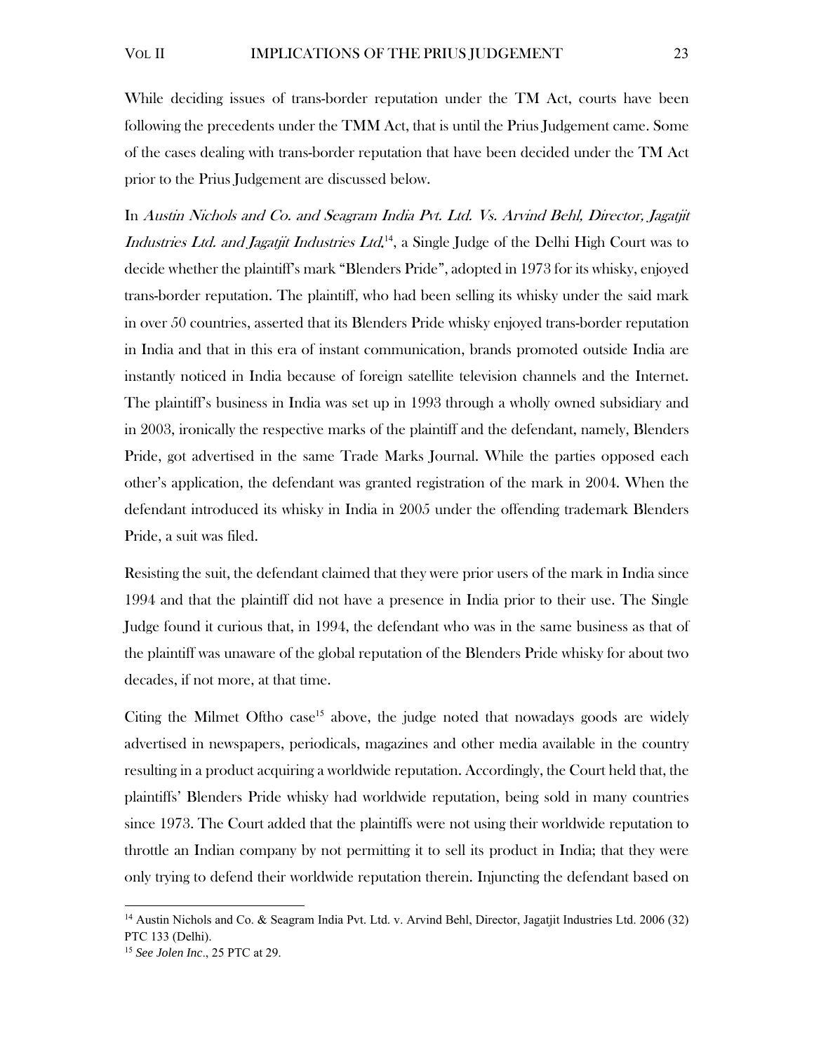While deciding issues of trans-border reputation under the TM Act, courts have been following the precedents under the TMM Act, that is until the Prius Judgement came. Some of the cases dealing with trans-border reputation that have been decided under the TM Act prior to the Prius Judgement are discussed below.

In *Austin Nichols and Co. and Seagram India Pvt. Ltd. Vs. Arvind Behl, Director, Jagatjit Industries Ltd. and Jagatjit Industries Ltd.*[14], a Single Judge of the Delhi High Court was to decide whether the plaintiff's mark "Blenders Pride", adopted in 1973 for its whisky, enjoyed trans-border reputation. The plaintiff, who had been selling its whisky under the said mark in over 50 countries, asserted that its Blenders Pride whisky enjoyed trans-border reputation in India and that in this era of instant communication, brands promoted outside India are instantly noticed in India because of foreign satellite television channels and the Internet. The plaintiff's business in India was set up in 1993 through a wholly owned subsidiary and in 2003, ironically the respective marks of the plaintiff and the defendant, namely, Blenders Pride, got advertised in the same Trade Marks Journal. While the parties opposed each other's application, the defendant was granted registration of the mark in 2004. When the defendant introduced its whisky in India in 2005 under the offending trademark Blenders Pride, a suit was filed.

Resisting the suit, the defendant claimed that they were prior users of the mark in India since 1994 and that the plaintiff did not have a presence in India prior to their use. The Single Judge found it curious that, in 1994, the defendant who was in the same business as that of the plaintiff was unaware of the global reputation of the Blenders Pride whisky for about two decades, if not more, at that time.

Citing the Milmet Oftho case[15] above, the judge noted that nowadays goods are widely advertised in newspapers, periodicals, magazines and other media available in the country resulting in a product acquiring a worldwide reputation. Accordingly, the Court held that, the plaintiffs' Blenders Pride whisky had worldwide reputation, being sold in many countries since 1973. The Court added that the plaintiffs were not using their worldwide reputation to throttle an Indian company by not permitting it to sell its product in India; that they were only trying to defend their worldwide reputation therein. Injuncting the defendant based on

---

[14] Austin Nichols and Co. & Seagram India Pvt. Ltd. v. Arvind Behl, Director, Jagatjit Industries Ltd. 2006 (32) PTC 133 (Delhi).

[15] *See Jolen Inc*., 25 PTC at 29.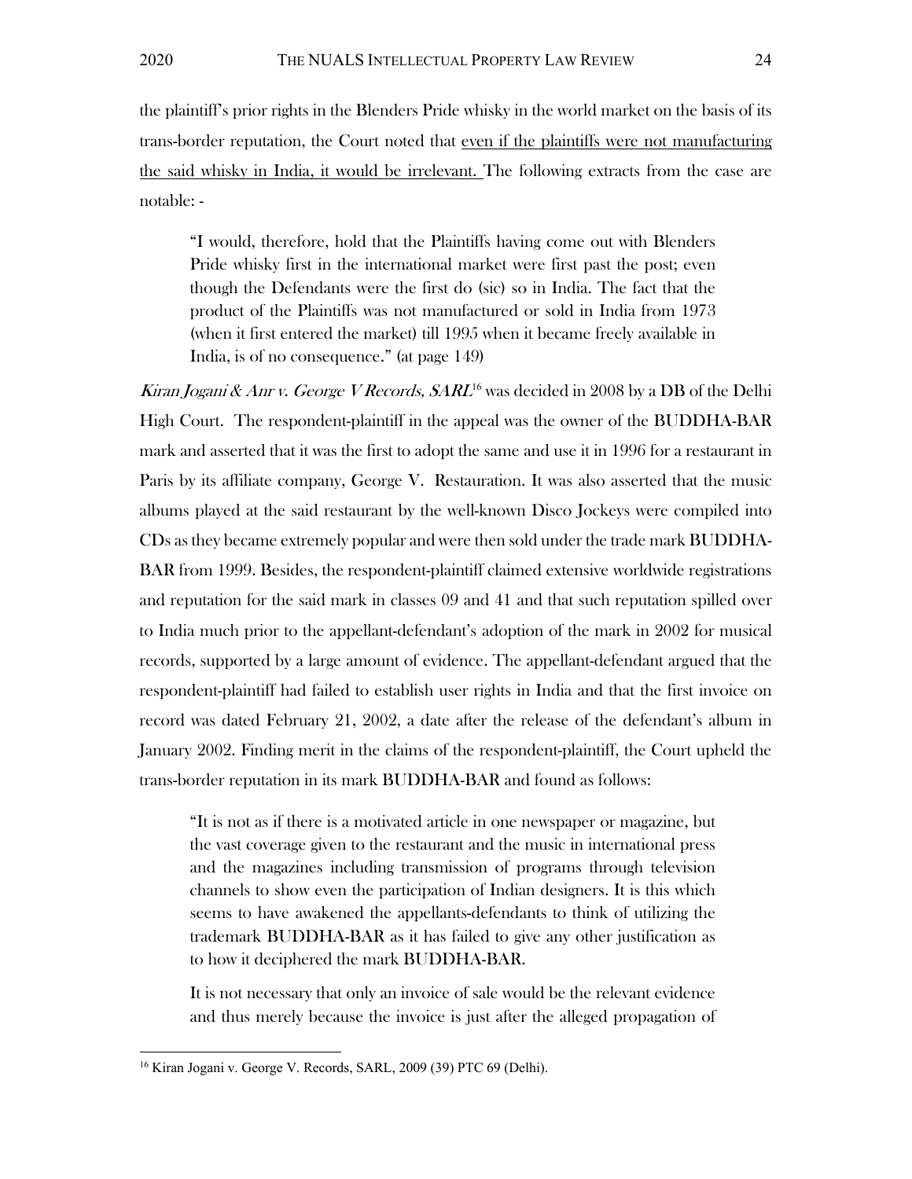the plaintiff's prior rights in the Blenders Pride whisky in the world market on the basis of its trans-border reputation, the Court noted that <u>even if the plaintiffs were not manufacturing the said whisky in India, it would be irrelevant.</u> The following extracts from the case are notable: -

> "I would, therefore, hold that the Plaintiffs having come out with Blenders Pride whisky first in the international market were first past the post; even though the Defendants were the first do (sic) so in India. The fact that the product of the Plaintiffs was not manufactured or sold in India from 1973 (when it first entered the market) till 1995 when it became freely available in India, is of no consequence." (at page 149)

*Kiran Jogani & Anr v. George V Records, SARL*[16] was decided in 2008 by a DB of the Delhi High Court. The respondent-plaintiff in the appeal was the owner of the BUDDHA-BAR mark and asserted that it was the first to adopt the same and use it in 1996 for a restaurant in Paris by its affiliate company, George V. Restauration. It was also asserted that the music albums played at the said restaurant by the well-known Disco Jockeys were compiled into CDs as they became extremely popular and were then sold under the trade mark BUDDHA-BAR from 1999. Besides, the respondent-plaintiff claimed extensive worldwide registrations and reputation for the said mark in classes 09 and 41 and that such reputation spilled over to India much prior to the appellant-defendant's adoption of the mark in 2002 for musical records, supported by a large amount of evidence. The appellant-defendant argued that the respondent-plaintiff had failed to establish user rights in India and that the first invoice on record was dated February 21, 2002, a date after the release of the defendant's album in January 2002. Finding merit in the claims of the respondent-plaintiff, the Court upheld the trans-border reputation in its mark BUDDHA-BAR and found as follows:

> "It is not as if there is a motivated article in one newspaper or magazine, but the vast coverage given to the restaurant and the music in international press and the magazines including transmission of programs through television channels to show even the participation of Indian designers. It is this which seems to have awakened the appellants-defendants to think of utilizing the trademark BUDDHA-BAR as it has failed to give any other justification as to how it deciphered the mark BUDDHA-BAR.
>
> It is not necessary that only an invoice of sale would be the relevant evidence and thus merely because the invoice is just after the alleged propagation of

[16] Kiran Jogani v. George V. Records, SARL, 2009 (39) PTC 69 (Delhi).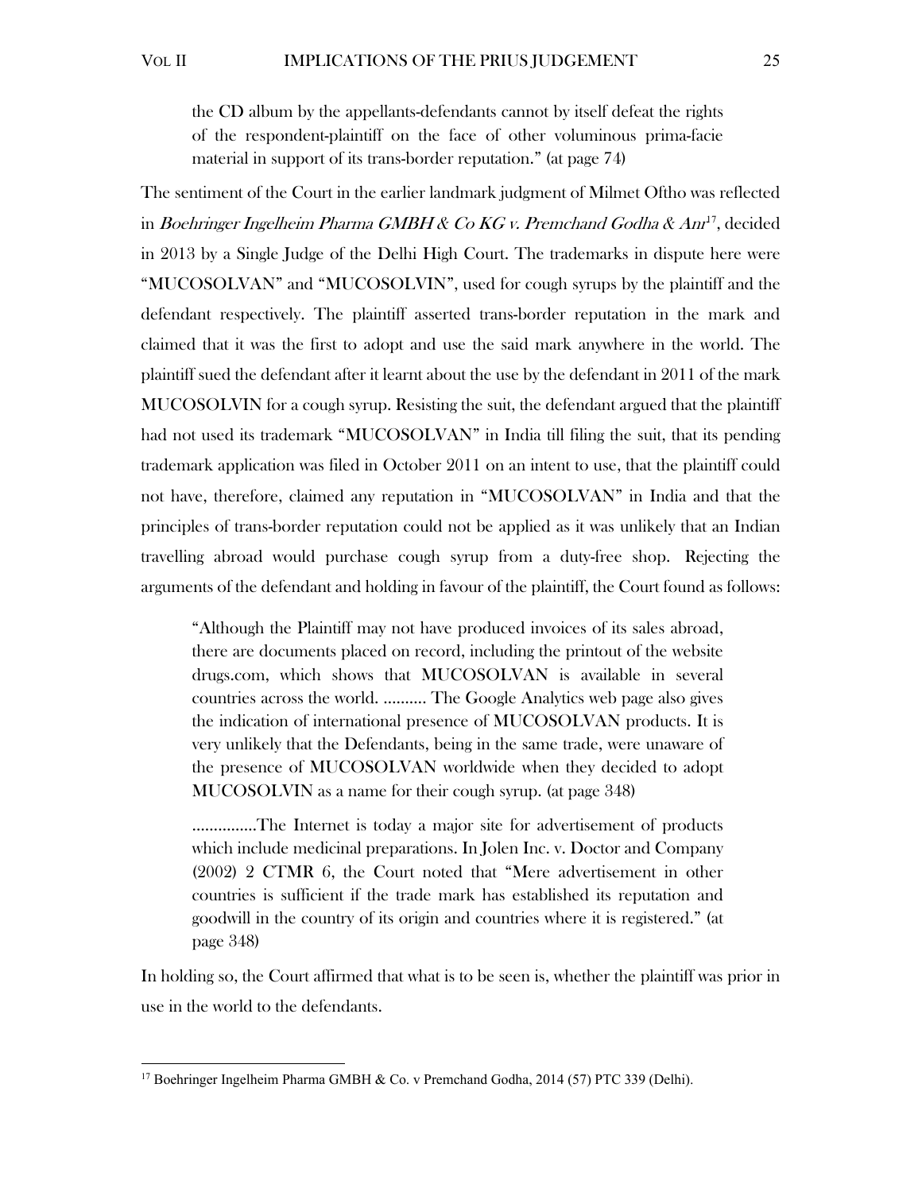> the CD album by the appellants-defendants cannot by itself defeat the rights of the respondent-plaintiff on the face of other voluminous prima-facie material in support of its trans-border reputation." (at page 74)

The sentiment of the Court in the earlier landmark judgment of Milmet Oftho was reflected in *Boehringer Ingelheim Pharma GMBH & Co KG v. Premchand Godha & Anr*[17], decided in 2013 by a Single Judge of the Delhi High Court. The trademarks in dispute here were "MUCOSOLVAN" and "MUCOSOLVIN", used for cough syrups by the plaintiff and the defendant respectively. The plaintiff asserted trans-border reputation in the mark and claimed that it was the first to adopt and use the said mark anywhere in the world. The plaintiff sued the defendant after it learnt about the use by the defendant in 2011 of the mark MUCOSOLVIN for a cough syrup. Resisting the suit, the defendant argued that the plaintiff had not used its trademark "MUCOSOLVAN" in India till filing the suit, that its pending trademark application was filed in October 2011 on an intent to use, that the plaintiff could not have, therefore, claimed any reputation in "MUCOSOLVAN" in India and that the principles of trans-border reputation could not be applied as it was unlikely that an Indian travelling abroad would purchase cough syrup from a duty-free shop. Rejecting the arguments of the defendant and holding in favour of the plaintiff, the Court found as follows:

> "Although the Plaintiff may not have produced invoices of its sales abroad, there are documents placed on record, including the printout of the website drugs.com, which shows that MUCOSOLVAN is available in several countries across the world. .......... The Google Analytics web page also gives the indication of international presence of MUCOSOLVAN products. It is very unlikely that the Defendants, being in the same trade, were unaware of the presence of MUCOSOLVAN worldwide when they decided to adopt MUCOSOLVIN as a name for their cough syrup. (at page 348)
>
> ...............The Internet is today a major site for advertisement of products which include medicinal preparations. In Jolen Inc. v. Doctor and Company (2002) 2 CTMR 6, the Court noted that "Mere advertisement in other countries is sufficient if the trade mark has established its reputation and goodwill in the country of its origin and countries where it is registered." (at page 348)

In holding so, the Court affirmed that what is to be seen is, whether the plaintiff was prior in use in the world to the defendants.

---

[17] Boehringer Ingelheim Pharma GMBH & Co. v Premchand Godha, 2014 (57) PTC 339 (Delhi).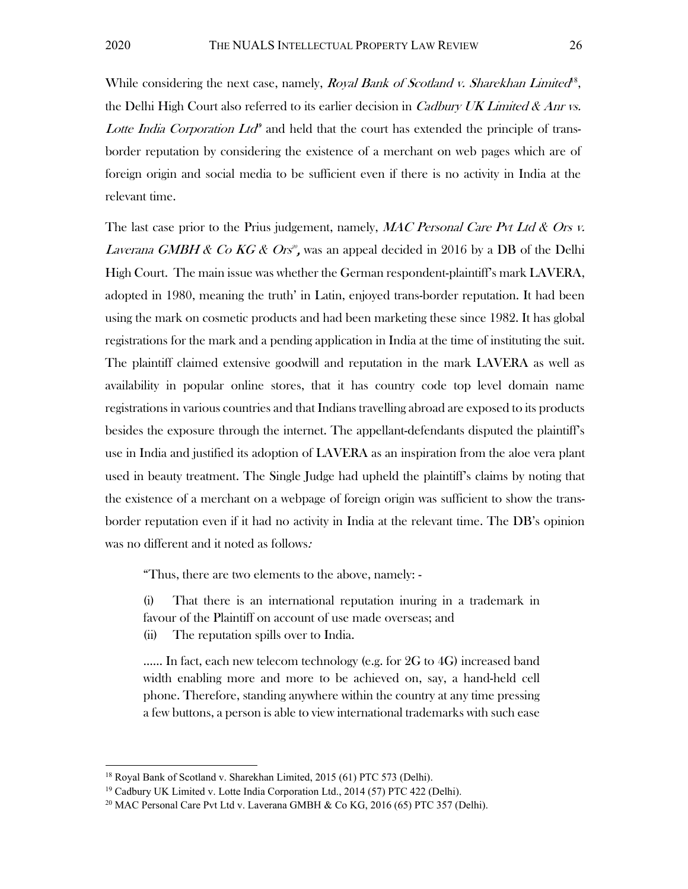While considering the next case, namely, *Royal Bank of Scotland v. Sharekhan Limited*[18], the Delhi High Court also referred to its earlier decision in *Cadbury UK Limited & Anr vs. Lotte India Corporation Ltd*[19] and held that the court has extended the principle of trans-border reputation by considering the existence of a merchant on web pages which are of foreign origin and social media to be sufficient even if there is no activity in India at the relevant time.

The last case prior to the Prius judgement, namely, *MAC Personal Care Pvt Ltd & Ors v. Laverana GMBH & Co KG & Ors*[20], was an appeal decided in 2016 by a DB of the Delhi High Court. The main issue was whether the German respondent-plaintiff's mark LAVERA, adopted in 1980, meaning the truth' in Latin, enjoyed trans-border reputation. It had been using the mark on cosmetic products and had been marketing these since 1982. It has global registrations for the mark and a pending application in India at the time of instituting the suit. The plaintiff claimed extensive goodwill and reputation in the mark LAVERA as well as availability in popular online stores, that it has country code top level domain name registrations in various countries and that Indians travelling abroad are exposed to its products besides the exposure through the internet. The appellant-defendants disputed the plaintiff's use in India and justified its adoption of LAVERA as an inspiration from the aloe vera plant used in beauty treatment. The Single Judge had upheld the plaintiff's claims by noting that the existence of a merchant on a webpage of foreign origin was sufficient to show the trans-border reputation even if it had no activity in India at the relevant time. The DB's opinion was no different and it noted as follows:

> "Thus, there are two elements to the above, namely: -
>
> (i) That there is an international reputation inuring in a trademark in favour of the Plaintiff on account of use made overseas; and
> (ii) The reputation spills over to India.
>
> ...... In fact, each new telecom technology (e.g. for 2G to 4G) increased band width enabling more and more to be achieved on, say, a hand-held cell phone. Therefore, standing anywhere within the country at any time pressing a few buttons, a person is able to view international trademarks with such ease

---

[18] Royal Bank of Scotland v. Sharekhan Limited, 2015 (61) PTC 573 (Delhi).

[19] Cadbury UK Limited v. Lotte India Corporation Ltd., 2014 (57) PTC 422 (Delhi).

[20] MAC Personal Care Pvt Ltd v. Laverana GMBH & Co KG, 2016 (65) PTC 357 (Delhi).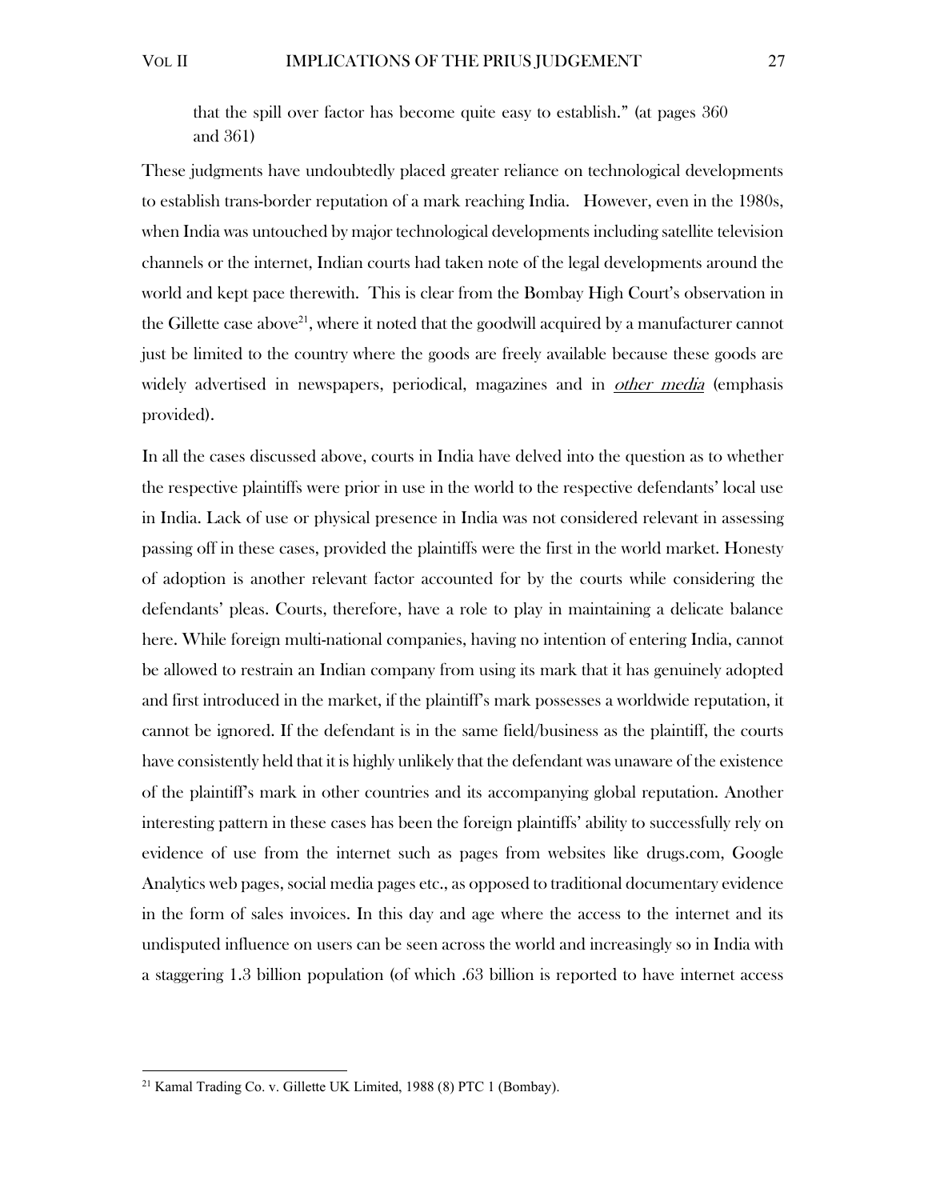that the spill over factor has become quite easy to establish." (at pages 360 and 361)

These judgments have undoubtedly placed greater reliance on technological developments to establish trans-border reputation of a mark reaching India. However, even in the 1980s, when India was untouched by major technological developments including satellite television channels or the internet, Indian courts had taken note of the legal developments around the world and kept pace therewith. This is clear from the Bombay High Court's observation in the Gillette case above[21], where it noted that the goodwill acquired by a manufacturer cannot just be limited to the country where the goods are freely available because these goods are widely advertised in newspapers, periodical, magazines and in *other media* (emphasis provided).

In all the cases discussed above, courts in India have delved into the question as to whether the respective plaintiffs were prior in use in the world to the respective defendants' local use in India. Lack of use or physical presence in India was not considered relevant in assessing passing off in these cases, provided the plaintiffs were the first in the world market. Honesty of adoption is another relevant factor accounted for by the courts while considering the defendants' pleas. Courts, therefore, have a role to play in maintaining a delicate balance here. While foreign multi-national companies, having no intention of entering India, cannot be allowed to restrain an Indian company from using its mark that it has genuinely adopted and first introduced in the market, if the plaintiff's mark possesses a worldwide reputation, it cannot be ignored. If the defendant is in the same field/business as the plaintiff, the courts have consistently held that it is highly unlikely that the defendant was unaware of the existence of the plaintiff's mark in other countries and its accompanying global reputation. Another interesting pattern in these cases has been the foreign plaintiffs' ability to successfully rely on evidence of use from the internet such as pages from websites like drugs.com, Google Analytics web pages, social media pages etc., as opposed to traditional documentary evidence in the form of sales invoices. In this day and age where the access to the internet and its undisputed influence on users can be seen across the world and increasingly so in India with a staggering 1.3 billion population (of which .63 billion is reported to have internet access

---

[21] Kamal Trading Co. v. Gillette UK Limited, 1988 (8) PTC 1 (Bombay).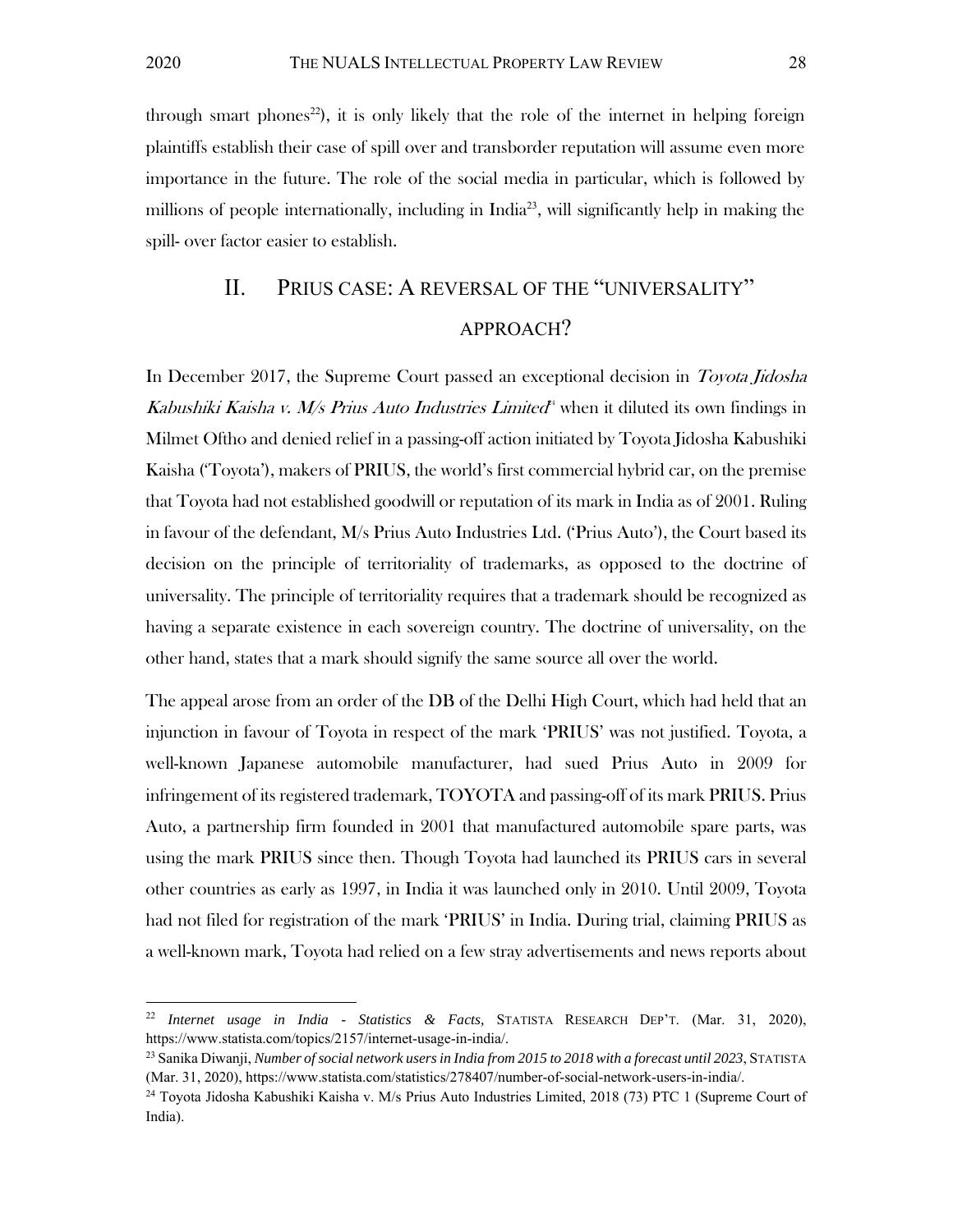through smart phones[22]), it is only likely that the role of the internet in helping foreign plaintiffs establish their case of spill over and transborder reputation will assume even more importance in the future. The role of the social media in particular, which is followed by millions of people internationally, including in India[23], will significantly help in making the spill- over factor easier to establish.

## II. PRIUS CASE: A REVERSAL OF THE "UNIVERSALITY" APPROACH?

In December 2017, the Supreme Court passed an exceptional decision in *Toyota Jidosha Kabushiki Kaisha v. M/s Prius Auto Industries Limited*[24] when it diluted its own findings in Milmet Oftho and denied relief in a passing-off action initiated by Toyota Jidosha Kabushiki Kaisha ('Toyota'), makers of PRIUS, the world's first commercial hybrid car, on the premise that Toyota had not established goodwill or reputation of its mark in India as of 2001. Ruling in favour of the defendant, M/s Prius Auto Industries Ltd. ('Prius Auto'), the Court based its decision on the principle of territoriality of trademarks, as opposed to the doctrine of universality. The principle of territoriality requires that a trademark should be recognized as having a separate existence in each sovereign country. The doctrine of universality, on the other hand, states that a mark should signify the same source all over the world.

The appeal arose from an order of the DB of the Delhi High Court, which had held that an injunction in favour of Toyota in respect of the mark 'PRIUS' was not justified. Toyota, a well-known Japanese automobile manufacturer, had sued Prius Auto in 2009 for infringement of its registered trademark, TOYOTA and passing-off of its mark PRIUS. Prius Auto, a partnership firm founded in 2001 that manufactured automobile spare parts, was using the mark PRIUS since then. Though Toyota had launched its PRIUS cars in several other countries as early as 1997, in India it was launched only in 2010. Until 2009, Toyota had not filed for registration of the mark 'PRIUS' in India. During trial, claiming PRIUS as a well-known mark, Toyota had relied on a few stray advertisements and news reports about

---

[22] *Internet usage in India - Statistics & Facts*, STATISTA RESEARCH DEP'T. (Mar. 31, 2020), https://www.statista.com/topics/2157/internet-usage-in-india/.

[23] Sanika Diwanji, *Number of social network users in India from 2015 to 2018 with a forecast until 2023*, STATISTA (Mar. 31, 2020), https://www.statista.com/statistics/278407/number-of-social-network-users-in-india/.

[24] Toyota Jidosha Kabushiki Kaisha v. M/s Prius Auto Industries Limited, 2018 (73) PTC 1 (Supreme Court of India).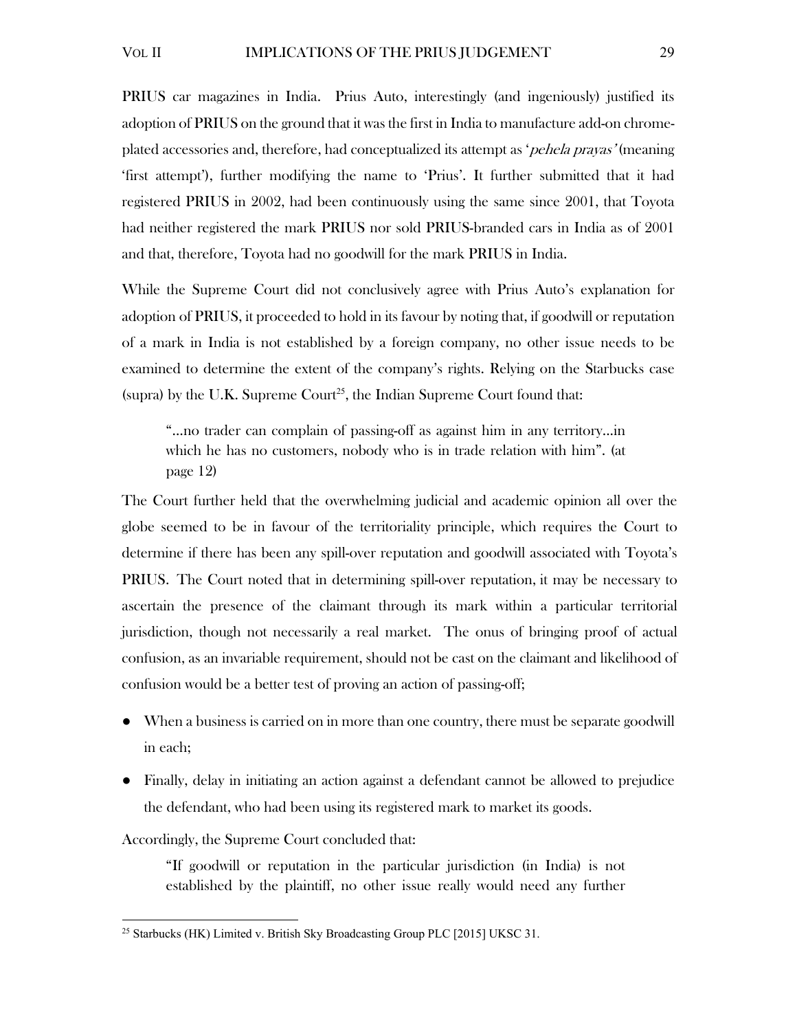PRIUS car magazines in India. Prius Auto, interestingly (and ingeniously) justified its adoption of PRIUS on the ground that it was the first in India to manufacture add-on chrome-plated accessories and, therefore, had conceptualized its attempt as '*pehela prayas*' (meaning 'first attempt'), further modifying the name to 'Prius'. It further submitted that it had registered PRIUS in 2002, had been continuously using the same since 2001, that Toyota had neither registered the mark PRIUS nor sold PRIUS-branded cars in India as of 2001 and that, therefore, Toyota had no goodwill for the mark PRIUS in India.

While the Supreme Court did not conclusively agree with Prius Auto's explanation for adoption of PRIUS, it proceeded to hold in its favour by noting that, if goodwill or reputation of a mark in India is not established by a foreign company, no other issue needs to be examined to determine the extent of the company's rights. Relying on the Starbucks case (supra) by the U.K. Supreme Court[25], the Indian Supreme Court found that:

> "...no trader can complain of passing-off as against him in any territory...in which he has no customers, nobody who is in trade relation with him". (at page 12)

The Court further held that the overwhelming judicial and academic opinion all over the globe seemed to be in favour of the territoriality principle, which requires the Court to determine if there has been any spill-over reputation and goodwill associated with Toyota's PRIUS. The Court noted that in determining spill-over reputation, it may be necessary to ascertain the presence of the claimant through its mark within a particular territorial jurisdiction, though not necessarily a real market. The onus of bringing proof of actual confusion, as an invariable requirement, should not be cast on the claimant and likelihood of confusion would be a better test of proving an action of passing-off;

- When a business is carried on in more than one country, there must be separate goodwill in each;
- Finally, delay in initiating an action against a defendant cannot be allowed to prejudice the defendant, who had been using its registered mark to market its goods.

Accordingly, the Supreme Court concluded that:

> "If goodwill or reputation in the particular jurisdiction (in India) is not established by the plaintiff, no other issue really would need any further

[25] Starbucks (HK) Limited v. British Sky Broadcasting Group PLC [2015] UKSC 31.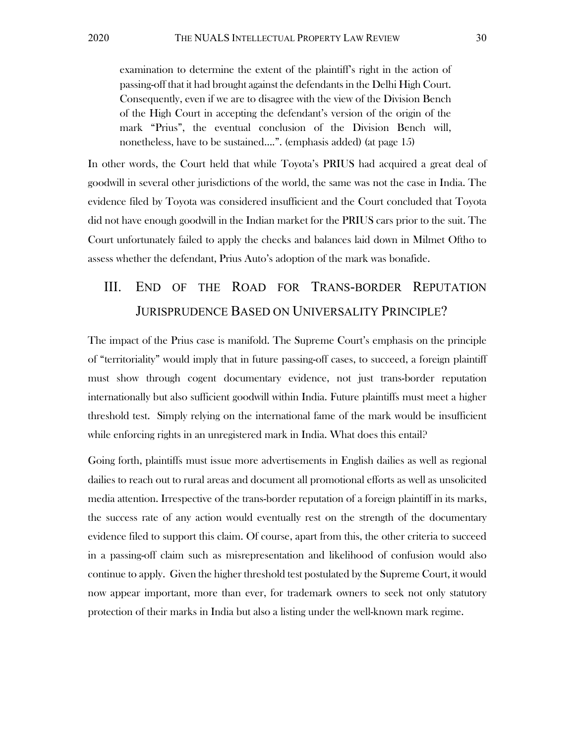> examination to determine the extent of the plaintiff's right in the action of passing-off that it had brought against the defendants in the Delhi High Court. Consequently, even if we are to disagree with the view of the Division Bench of the High Court in accepting the defendant's version of the origin of the mark "Prius", the eventual conclusion of the Division Bench will, nonetheless, have to be sustained....". (emphasis added) (at page 15)

In other words, the Court held that while Toyota's PRIUS had acquired a great deal of goodwill in several other jurisdictions of the world, the same was not the case in India. The evidence filed by Toyota was considered insufficient and the Court concluded that Toyota did not have enough goodwill in the Indian market for the PRIUS cars prior to the suit. The Court unfortunately failed to apply the checks and balances laid down in Milmet Oftho to assess whether the defendant, Prius Auto's adoption of the mark was bonafide.

## III. End of the Road for Trans-border Reputation Jurisprudence Based on Universality Principle?

The impact of the Prius case is manifold. The Supreme Court's emphasis on the principle of "territoriality" would imply that in future passing-off cases, to succeed, a foreign plaintiff must show through cogent documentary evidence, not just trans-border reputation internationally but also sufficient goodwill within India. Future plaintiffs must meet a higher threshold test. Simply relying on the international fame of the mark would be insufficient while enforcing rights in an unregistered mark in India. What does this entail?

Going forth, plaintiffs must issue more advertisements in English dailies as well as regional dailies to reach out to rural areas and document all promotional efforts as well as unsolicited media attention. Irrespective of the trans-border reputation of a foreign plaintiff in its marks, the success rate of any action would eventually rest on the strength of the documentary evidence filed to support this claim. Of course, apart from this, the other criteria to succeed in a passing-off claim such as misrepresentation and likelihood of confusion would also continue to apply. Given the higher threshold test postulated by the Supreme Court, it would now appear important, more than ever, for trademark owners to seek not only statutory protection of their marks in India but also a listing under the well-known mark regime.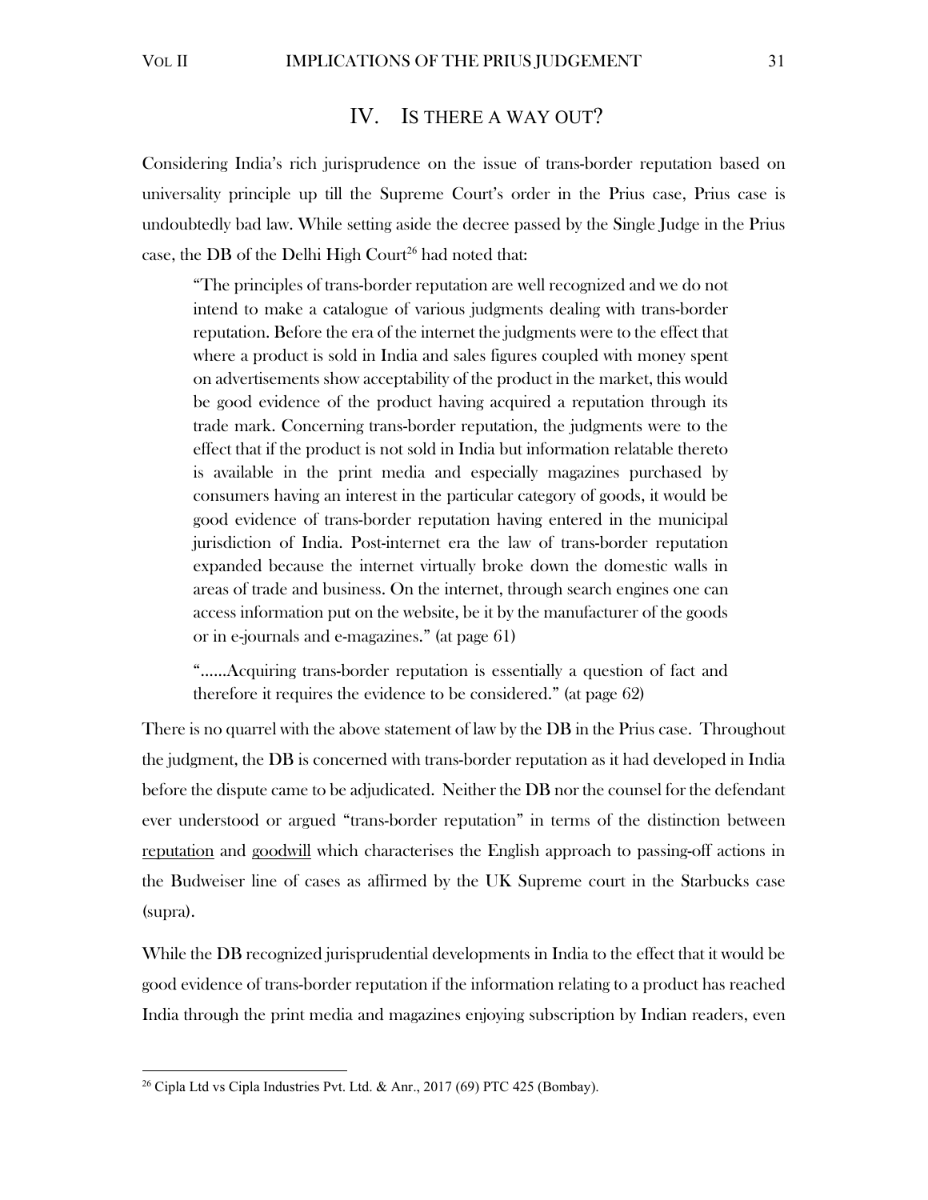## IV. IS THERE A WAY OUT?

Considering India's rich jurisprudence on the issue of trans-border reputation based on universality principle up till the Supreme Court's order in the Prius case, Prius case is undoubtedly bad law. While setting aside the decree passed by the Single Judge in the Prius case, the DB of the Delhi High Court[26] had noted that:

> "The principles of trans-border reputation are well recognized and we do not intend to make a catalogue of various judgments dealing with trans-border reputation. Before the era of the internet the judgments were to the effect that where a product is sold in India and sales figures coupled with money spent on advertisements show acceptability of the product in the market, this would be good evidence of the product having acquired a reputation through its trade mark. Concerning trans-border reputation, the judgments were to the effect that if the product is not sold in India but information relatable thereto is available in the print media and especially magazines purchased by consumers having an interest in the particular category of goods, it would be good evidence of trans-border reputation having entered in the municipal jurisdiction of India. Post-internet era the law of trans-border reputation expanded because the internet virtually broke down the domestic walls in areas of trade and business. On the internet, through search engines one can access information put on the website, be it by the manufacturer of the goods or in e-journals and e-magazines." (at page 61)
>
> "……Acquiring trans-border reputation is essentially a question of fact and therefore it requires the evidence to be considered." (at page 62)

There is no quarrel with the above statement of law by the DB in the Prius case. Throughout the judgment, the DB is concerned with trans-border reputation as it had developed in India before the dispute came to be adjudicated. Neither the DB nor the counsel for the defendant ever understood or argued "trans-border reputation" in terms of the distinction between <u>reputation</u> and <u>goodwill</u> which characterises the English approach to passing-off actions in the Budweiser line of cases as affirmed by the UK Supreme court in the Starbucks case (supra).

While the DB recognized jurisprudential developments in India to the effect that it would be good evidence of trans-border reputation if the information relating to a product has reached India through the print media and magazines enjoying subscription by Indian readers, even

---

[26] Cipla Ltd vs Cipla Industries Pvt. Ltd. & Anr., 2017 (69) PTC 425 (Bombay).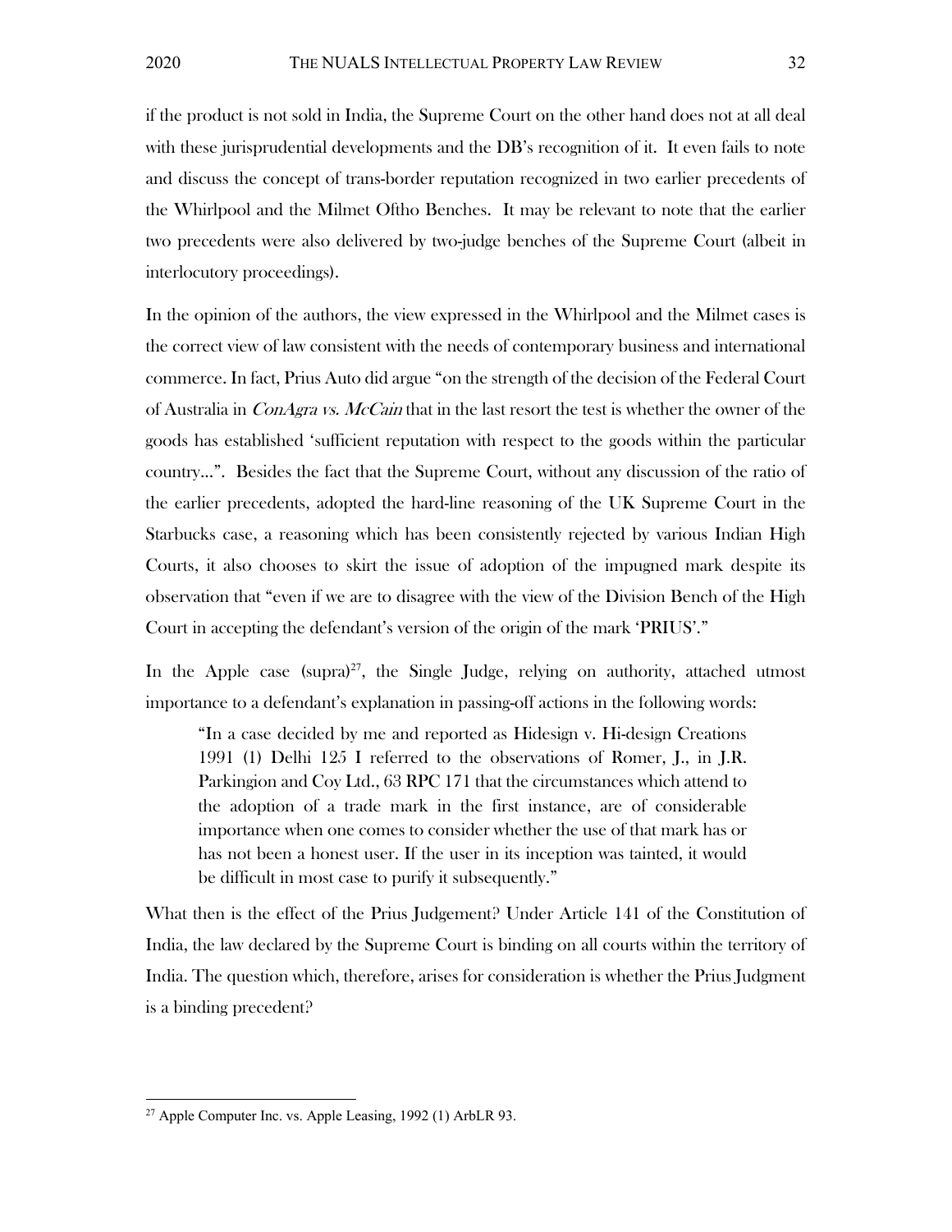if the product is not sold in India, the Supreme Court on the other hand does not at all deal with these jurisprudential developments and the DB's recognition of it. It even fails to note and discuss the concept of trans-border reputation recognized in two earlier precedents of the Whirlpool and the Milmet Oftho Benches. It may be relevant to note that the earlier two precedents were also delivered by two-judge benches of the Supreme Court (albeit in interlocutory proceedings).

In the opinion of the authors, the view expressed in the Whirlpool and the Milmet cases is the correct view of law consistent with the needs of contemporary business and international commerce. In fact, Prius Auto did argue "on the strength of the decision of the Federal Court of Australia in *ConAgra vs. McCain* that in the last resort the test is whether the owner of the goods has established 'sufficient reputation with respect to the goods within the particular country…". Besides the fact that the Supreme Court, without any discussion of the ratio of the earlier precedents, adopted the hard-line reasoning of the UK Supreme Court in the Starbucks case, a reasoning which has been consistently rejected by various Indian High Courts, it also chooses to skirt the issue of adoption of the impugned mark despite its observation that "even if we are to disagree with the view of the Division Bench of the High Court in accepting the defendant's version of the origin of the mark 'PRIUS'."

In the Apple case (supra)[27], the Single Judge, relying on authority, attached utmost importance to a defendant's explanation in passing-off actions in the following words:

> "In a case decided by me and reported as Hidesign v. Hi-design Creations 1991 (1) Delhi 125 I referred to the observations of Romer, J., in J.R. Parkingion and Coy Ltd., 63 RPC 171 that the circumstances which attend to the adoption of a trade mark in the first instance, are of considerable importance when one comes to consider whether the use of that mark has or has not been a honest user. If the user in its inception was tainted, it would be difficult in most case to purify it subsequently."

What then is the effect of the Prius Judgement? Under Article 141 of the Constitution of India, the law declared by the Supreme Court is binding on all courts within the territory of India. The question which, therefore, arises for consideration is whether the Prius Judgment is a binding precedent?

---

[27] Apple Computer Inc. vs. Apple Leasing, 1992 (1) ArbLR 93.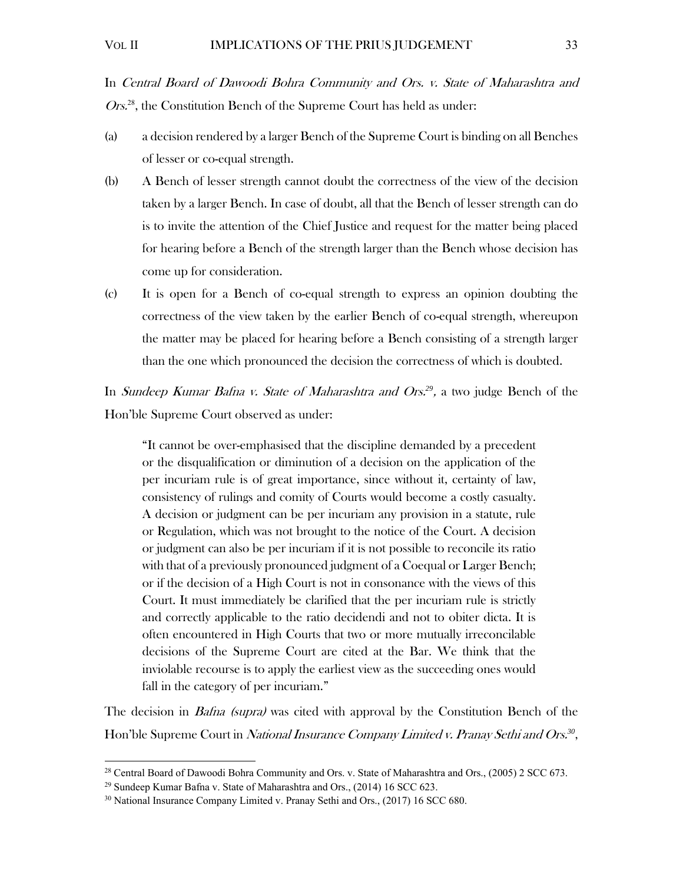In *Central Board of Dawoodi Bohra Community and Ors. v. State of Maharashtra and Ors.*[28], the Constitution Bench of the Supreme Court has held as under:

(a) a decision rendered by a larger Bench of the Supreme Court is binding on all Benches of lesser or co-equal strength.

(b) A Bench of lesser strength cannot doubt the correctness of the view of the decision taken by a larger Bench. In case of doubt, all that the Bench of lesser strength can do is to invite the attention of the Chief Justice and request for the matter being placed for hearing before a Bench of the strength larger than the Bench whose decision has come up for consideration.

(c) It is open for a Bench of co-equal strength to express an opinion doubting the correctness of the view taken by the earlier Bench of co-equal strength, whereupon the matter may be placed for hearing before a Bench consisting of a strength larger than the one which pronounced the decision the correctness of which is doubted.

In *Sundeep Kumar Bafna v. State of Maharashtra and Ors.*[29], a two judge Bench of the Hon'ble Supreme Court observed as under:

> "It cannot be over-emphasised that the discipline demanded by a precedent or the disqualification or diminution of a decision on the application of the per incuriam rule is of great importance, since without it, certainty of law, consistency of rulings and comity of Courts would become a costly casualty. A decision or judgment can be per incuriam any provision in a statute, rule or Regulation, which was not brought to the notice of the Court. A decision or judgment can also be per incuriam if it is not possible to reconcile its ratio with that of a previously pronounced judgment of a Coequal or Larger Bench; or if the decision of a High Court is not in consonance with the views of this Court. It must immediately be clarified that the per incuriam rule is strictly and correctly applicable to the ratio decidendi and not to obiter dicta. It is often encountered in High Courts that two or more mutually irreconcilable decisions of the Supreme Court are cited at the Bar. We think that the inviolable recourse is to apply the earliest view as the succeeding ones would fall in the category of per incuriam."

The decision in *Bafna (supra)* was cited with approval by the Constitution Bench of the Hon'ble Supreme Court in *National Insurance Company Limited v. Pranay Sethi and Ors.*[30],

---

[28] Central Board of Dawoodi Bohra Community and Ors. v. State of Maharashtra and Ors., (2005) 2 SCC 673.

[29] Sundeep Kumar Bafna v. State of Maharashtra and Ors., (2014) 16 SCC 623.

[30] National Insurance Company Limited v. Pranay Sethi and Ors., (2017) 16 SCC 680.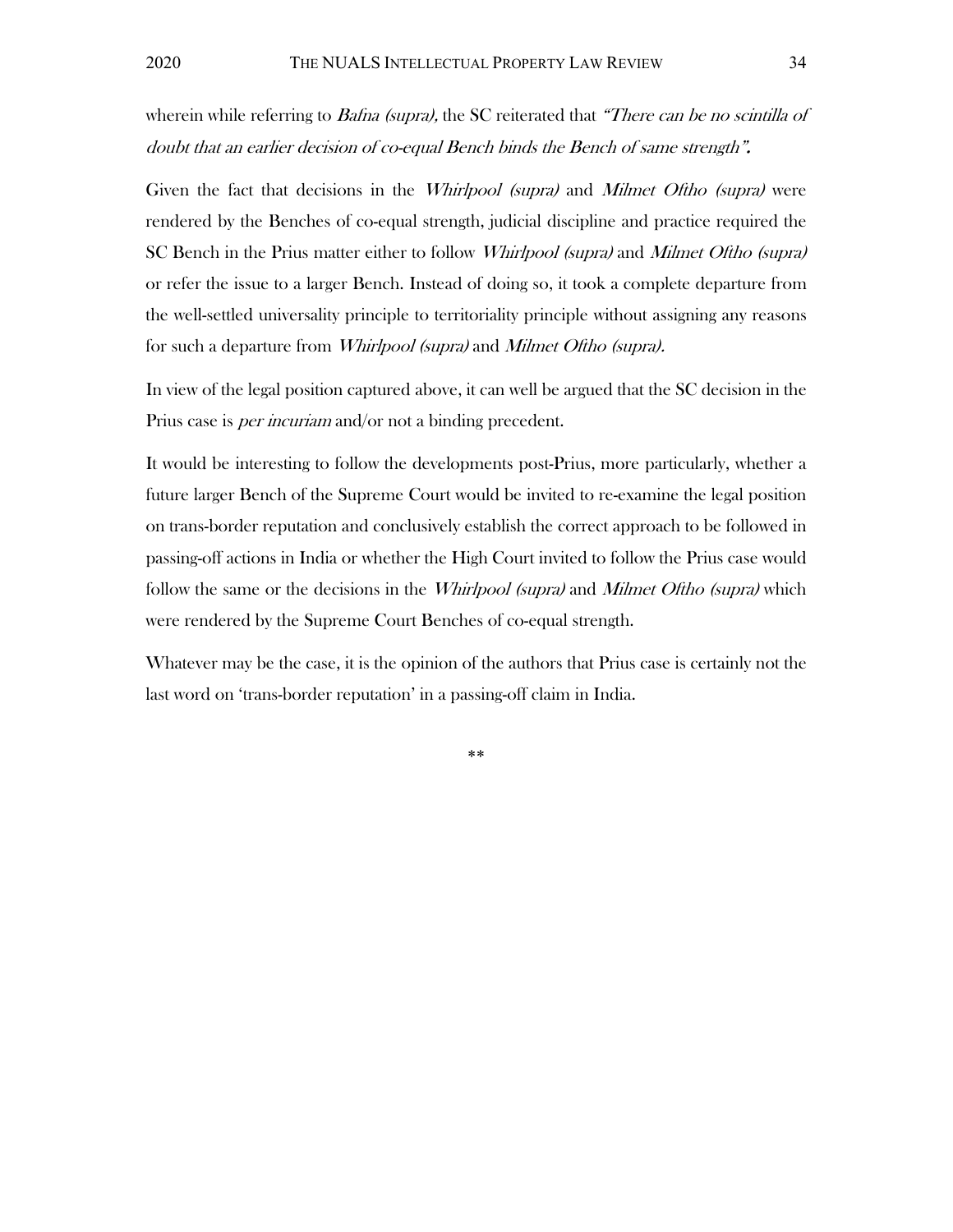wherein while referring to *Bafna (supra),* the SC reiterated that *"There can be no scintilla of doubt that an earlier decision of co-equal Bench binds the Bench of same strength".*

Given the fact that decisions in the *Whirlpool (supra)* and *Milmet Oftho (supra)* were rendered by the Benches of co-equal strength, judicial discipline and practice required the SC Bench in the Prius matter either to follow *Whirlpool (supra)* and *Milmet Oftho (supra)* or refer the issue to a larger Bench. Instead of doing so, it took a complete departure from the well-settled universality principle to territoriality principle without assigning any reasons for such a departure from *Whirlpool (supra)* and *Milmet Oftho (supra).*

In view of the legal position captured above, it can well be argued that the SC decision in the Prius case is *per incuriam* and/or not a binding precedent.

It would be interesting to follow the developments post-Prius, more particularly, whether a future larger Bench of the Supreme Court would be invited to re-examine the legal position on trans-border reputation and conclusively establish the correct approach to be followed in passing-off actions in India or whether the High Court invited to follow the Prius case would follow the same or the decisions in the *Whirlpool (supra)* and *Milmet Oftho (supra)* which were rendered by the Supreme Court Benches of co-equal strength.

Whatever may be the case, it is the opinion of the authors that Prius case is certainly not the last word on 'trans-border reputation' in a passing-off claim in India.

**